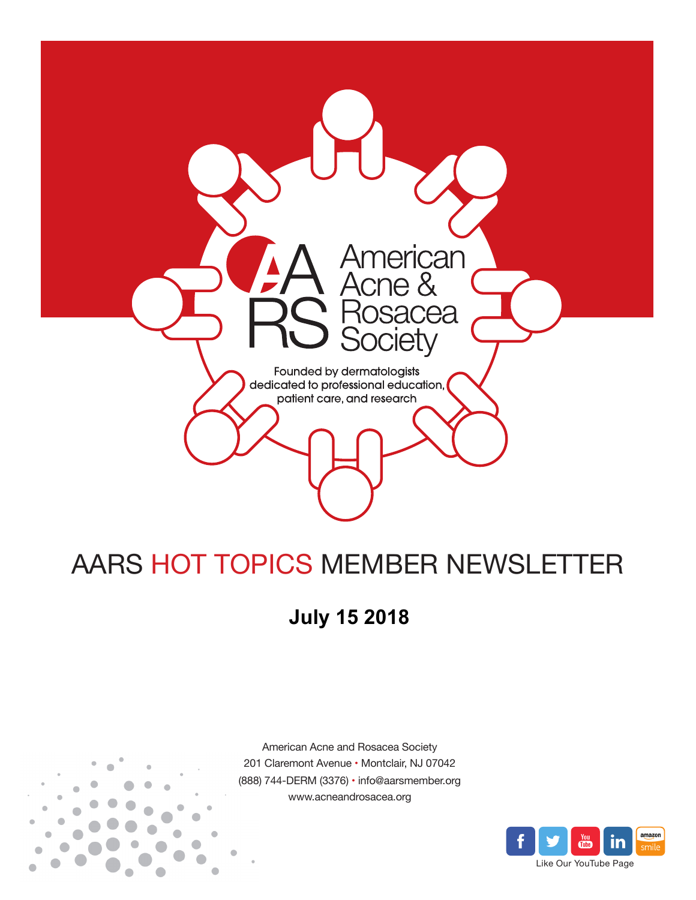American Acne & Rosacea Society

Founded by dermatologists dedicated to professional education, patient care, and research

# AARS HOT TOPICS MEMBER NEWSLETTER

**July 15 2018**

American Acne and Rosacea Society
201 Claremont Avenue • Montclair, NJ 07042
(888) 744-DERM (3376) • info@aarsmember.org
www.acneandrosacea.org

Like Our YouTube Page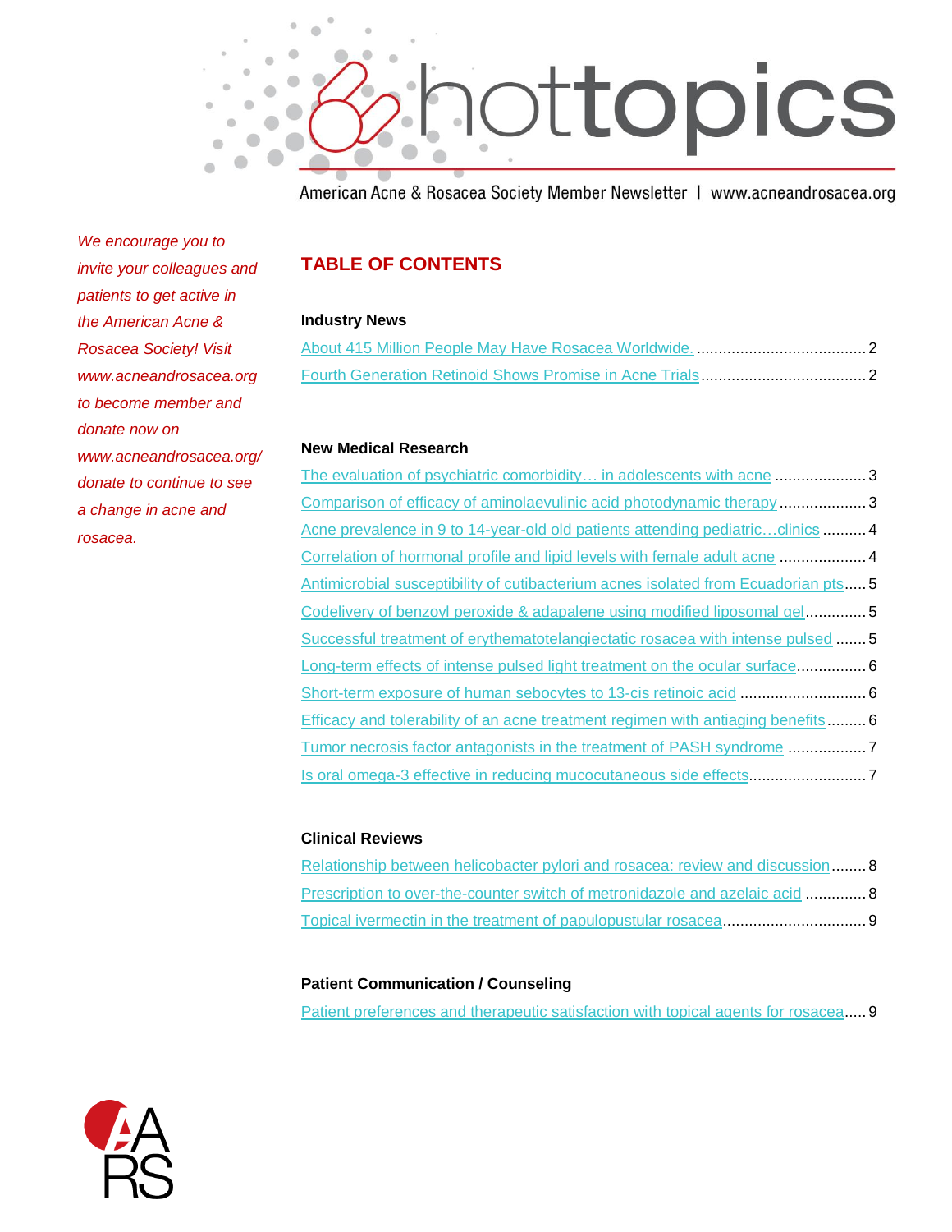# hottopics

American Acne & Rosacea Society Member Newsletter | www.acneandrosacea.org

*We encourage you to invite your colleagues and patients to get active in the American Acne & Rosacea Society! Visit www.acneandrosacea.org to become member and donate now on www.acneandrosacea.org/donate to continue to see a change in acne and rosacea.*

## TABLE OF CONTENTS

### Industry News

- About 415 Million People May Have Rosacea Worldwide. .......... 2
- Fourth Generation Retinoid Shows Promise in Acne Trials .......... 2

### New Medical Research

- The evaluation of psychiatric comorbidity… in adolescents with acne .......... 3
- Comparison of efficacy of aminolaevulinic acid photodynamic therapy .......... 3
- Acne prevalence in 9 to 14-year-old old patients attending pediatric…clinics .......... 4
- Correlation of hormonal profile and lipid levels with female adult acne .......... 4
- Antimicrobial susceptibility of cutibacterium acnes isolated from Ecuadorian pts .......... 5
- Codelivery of benzoyl peroxide & adapalene using modified liposomal gel .......... 5
- Successful treatment of erythematotelangiectatic rosacea with intense pulsed .......... 5
- Long-term effects of intense pulsed light treatment on the ocular surface .......... 6
- Short-term exposure of human sebocytes to 13-cis retinoic acid .......... 6
- Efficacy and tolerability of an acne treatment regimen with antiaging benefits .......... 6
- Tumor necrosis factor antagonists in the treatment of PASH syndrome .......... 7
- Is oral omega-3 effective in reducing mucocutaneous side effects .......... 7

### Clinical Reviews

- Relationship between helicobacter pylori and rosacea: review and discussion .......... 8
- Prescription to over-the-counter switch of metronidazole and azelaic acid .......... 8
- Topical ivermectin in the treatment of papulopustular rosacea .......... 9

### Patient Communication / Counseling

- Patient preferences and therapeutic satisfaction with topical agents for rosacea .......... 9

AARS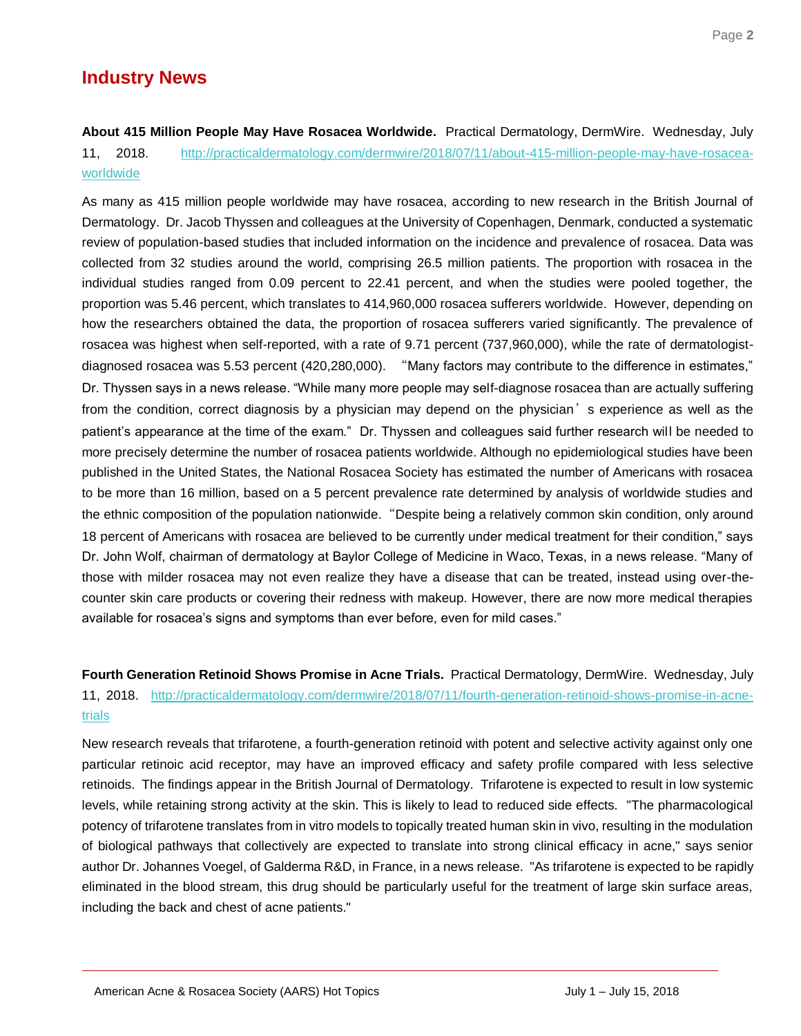## Industry News

**About 415 Million People May Have Rosacea Worldwide.** Practical Dermatology, DermWire. Wednesday, July 11, 2018. http://practicaldermatology.com/dermwire/2018/07/11/about-415-million-people-may-have-rosacea-worldwide

As many as 415 million people worldwide may have rosacea, according to new research in the British Journal of Dermatology. Dr. Jacob Thyssen and colleagues at the University of Copenhagen, Denmark, conducted a systematic review of population-based studies that included information on the incidence and prevalence of rosacea. Data was collected from 32 studies around the world, comprising 26.5 million patients. The proportion with rosacea in the individual studies ranged from 0.09 percent to 22.41 percent, and when the studies were pooled together, the proportion was 5.46 percent, which translates to 414,960,000 rosacea sufferers worldwide. However, depending on how the researchers obtained the data, the proportion of rosacea sufferers varied significantly. The prevalence of rosacea was highest when self-reported, with a rate of 9.71 percent (737,960,000), while the rate of dermatologist-diagnosed rosacea was 5.53 percent (420,280,000). "Many factors may contribute to the difference in estimates," Dr. Thyssen says in a news release. "While many more people may self-diagnose rosacea than are actually suffering from the condition, correct diagnosis by a physician may depend on the physician's experience as well as the patient's appearance at the time of the exam." Dr. Thyssen and colleagues said further research will be needed to more precisely determine the number of rosacea patients worldwide. Although no epidemiological studies have been published in the United States, the National Rosacea Society has estimated the number of Americans with rosacea to be more than 16 million, based on a 5 percent prevalence rate determined by analysis of worldwide studies and the ethnic composition of the population nationwide. "Despite being a relatively common skin condition, only around 18 percent of Americans with rosacea are believed to be currently under medical treatment for their condition," says Dr. John Wolf, chairman of dermatology at Baylor College of Medicine in Waco, Texas, in a news release. "Many of those with milder rosacea may not even realize they have a disease that can be treated, instead using over-the-counter skin care products or covering their redness with makeup. However, there are now more medical therapies available for rosacea's signs and symptoms than ever before, even for mild cases."

**Fourth Generation Retinoid Shows Promise in Acne Trials.** Practical Dermatology, DermWire. Wednesday, July 11, 2018. http://practicaldermatology.com/dermwire/2018/07/11/fourth-generation-retinoid-shows-promise-in-acne-trials

New research reveals that trifarotene, a fourth-generation retinoid with potent and selective activity against only one particular retinoic acid receptor, may have an improved efficacy and safety profile compared with less selective retinoids. The findings appear in the British Journal of Dermatology. Trifarotene is expected to result in low systemic levels, while retaining strong activity at the skin. This is likely to lead to reduced side effects. "The pharmacological potency of trifarotene translates from in vitro models to topically treated human skin in vivo, resulting in the modulation of biological pathways that collectively are expected to translate into strong clinical efficacy in acne," says senior author Dr. Johannes Voegel, of Galderma R&D, in France, in a news release. "As trifarotene is expected to be rapidly eliminated in the blood stream, this drug should be particularly useful for the treatment of large skin surface areas, including the back and chest of acne patients."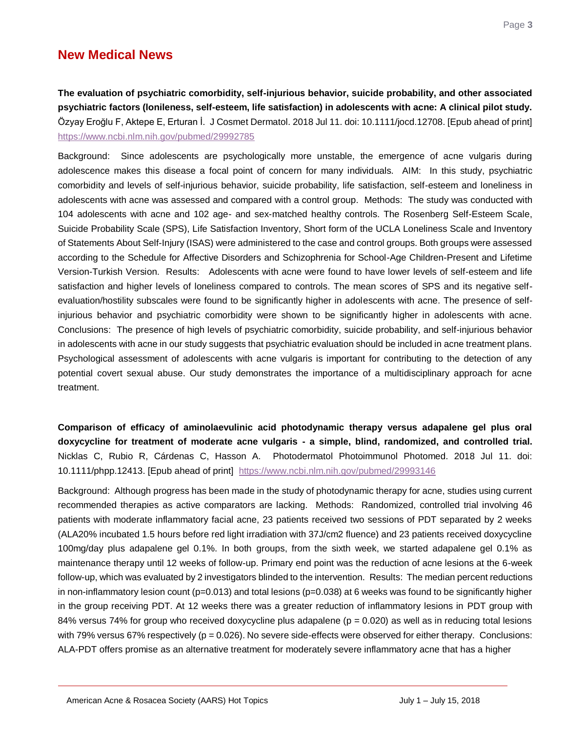## New Medical News

**The evaluation of psychiatric comorbidity, self-injurious behavior, suicide probability, and other associated psychiatric factors (lonileness, self-esteem, life satisfaction) in adolescents with acne: A clinical pilot study.** Özyay Eroğlu F, Aktepe E, Erturan İ. J Cosmet Dermatol. 2018 Jul 11. doi: 10.1111/jocd.12708. [Epub ahead of print] https://www.ncbi.nlm.nih.gov/pubmed/29992785

Background: Since adolescents are psychologically more unstable, the emergence of acne vulgaris during adolescence makes this disease a focal point of concern for many individuals. AIM: In this study, psychiatric comorbidity and levels of self-injurious behavior, suicide probability, life satisfaction, self-esteem and loneliness in adolescents with acne was assessed and compared with a control group. Methods: The study was conducted with 104 adolescents with acne and 102 age- and sex-matched healthy controls. The Rosenberg Self-Esteem Scale, Suicide Probability Scale (SPS), Life Satisfaction Inventory, Short form of the UCLA Loneliness Scale and Inventory of Statements About Self-Injury (ISAS) were administered to the case and control groups. Both groups were assessed according to the Schedule for Affective Disorders and Schizophrenia for School-Age Children-Present and Lifetime Version-Turkish Version. Results: Adolescents with acne were found to have lower levels of self-esteem and life satisfaction and higher levels of loneliness compared to controls. The mean scores of SPS and its negative self-evaluation/hostility subscales were found to be significantly higher in adolescents with acne. The presence of self-injurious behavior and psychiatric comorbidity were shown to be significantly higher in adolescents with acne. Conclusions: The presence of high levels of psychiatric comorbidity, suicide probability, and self-injurious behavior in adolescents with acne in our study suggests that psychiatric evaluation should be included in acne treatment plans. Psychological assessment of adolescents with acne vulgaris is important for contributing to the detection of any potential covert sexual abuse. Our study demonstrates the importance of a multidisciplinary approach for acne treatment.

**Comparison of efficacy of aminolaevulinic acid photodynamic therapy versus adapalene gel plus oral doxycycline for treatment of moderate acne vulgaris - a simple, blind, randomized, and controlled trial.** Nicklas C, Rubio R, Cárdenas C, Hasson A. Photodermatol Photoimmunol Photomed. 2018 Jul 11. doi: 10.1111/phpp.12413. [Epub ahead of print] https://www.ncbi.nlm.nih.gov/pubmed/29993146

Background: Although progress has been made in the study of photodynamic therapy for acne, studies using current recommended therapies as active comparators are lacking. Methods: Randomized, controlled trial involving 46 patients with moderate inflammatory facial acne, 23 patients received two sessions of PDT separated by 2 weeks (ALA20% incubated 1.5 hours before red light irradiation with 37J/cm2 fluence) and 23 patients received doxycycline 100mg/day plus adapalene gel 0.1%. In both groups, from the sixth week, we started adapalene gel 0.1% as maintenance therapy until 12 weeks of follow-up. Primary end point was the reduction of acne lesions at the 6-week follow-up, which was evaluated by 2 investigators blinded to the intervention. Results: The median percent reductions in non-inflammatory lesion count ($p=0.013$) and total lesions ($p=0.038$) at 6 weeks was found to be significantly higher in the group receiving PDT. At 12 weeks there was a greater reduction of inflammatory lesions in PDT group with 84% versus 74% for group who received doxycycline plus adapalene ($p = 0.020$) as well as in reducing total lesions with 79% versus 67% respectively ($p = 0.026$). No severe side-effects were observed for either therapy. Conclusions: ALA-PDT offers promise as an alternative treatment for moderately severe inflammatory acne that has a higher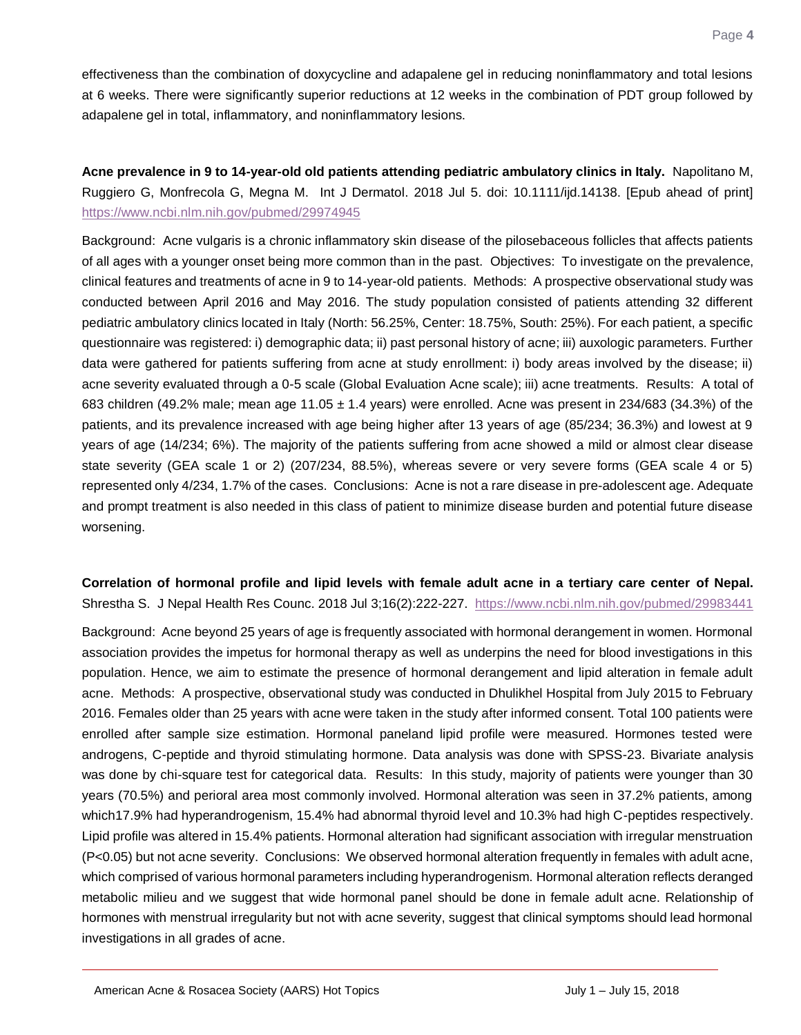effectiveness than the combination of doxycycline and adapalene gel in reducing noninflammatory and total lesions at 6 weeks. There were significantly superior reductions at 12 weeks in the combination of PDT group followed by adapalene gel in total, inflammatory, and noninflammatory lesions.

**Acne prevalence in 9 to 14-year-old old patients attending pediatric ambulatory clinics in Italy.** Napolitano M, Ruggiero G, Monfrecola G, Megna M. Int J Dermatol. 2018 Jul 5. doi: 10.1111/ijd.14138. [Epub ahead of print] https://www.ncbi.nlm.nih.gov/pubmed/29974945

Background: Acne vulgaris is a chronic inflammatory skin disease of the pilosebaceous follicles that affects patients of all ages with a younger onset being more common than in the past. Objectives: To investigate on the prevalence, clinical features and treatments of acne in 9 to 14-year-old patients. Methods: A prospective observational study was conducted between April 2016 and May 2016. The study population consisted of patients attending 32 different pediatric ambulatory clinics located in Italy (North: 56.25%, Center: 18.75%, South: 25%). For each patient, a specific questionnaire was registered: i) demographic data; ii) past personal history of acne; iii) auxologic parameters. Further data were gathered for patients suffering from acne at study enrollment: i) body areas involved by the disease; ii) acne severity evaluated through a 0-5 scale (Global Evaluation Acne scale); iii) acne treatments. Results: A total of 683 children (49.2% male; mean age 11.05 ± 1.4 years) were enrolled. Acne was present in 234/683 (34.3%) of the patients, and its prevalence increased with age being higher after 13 years of age (85/234; 36.3%) and lowest at 9 years of age (14/234; 6%). The majority of the patients suffering from acne showed a mild or almost clear disease state severity (GEA scale 1 or 2) (207/234, 88.5%), whereas severe or very severe forms (GEA scale 4 or 5) represented only 4/234, 1.7% of the cases. Conclusions: Acne is not a rare disease in pre-adolescent age. Adequate and prompt treatment is also needed in this class of patient to minimize disease burden and potential future disease worsening.

**Correlation of hormonal profile and lipid levels with female adult acne in a tertiary care center of Nepal.** Shrestha S. J Nepal Health Res Counc. 2018 Jul 3;16(2):222-227. https://www.ncbi.nlm.nih.gov/pubmed/29983441

Background: Acne beyond 25 years of age is frequently associated with hormonal derangement in women. Hormonal association provides the impetus for hormonal therapy as well as underpins the need for blood investigations in this population. Hence, we aim to estimate the presence of hormonal derangement and lipid alteration in female adult acne. Methods: A prospective, observational study was conducted in Dhulikhel Hospital from July 2015 to February 2016. Females older than 25 years with acne were taken in the study after informed consent. Total 100 patients were enrolled after sample size estimation. Hormonal paneland lipid profile were measured. Hormones tested were androgens, C-peptide and thyroid stimulating hormone. Data analysis was done with SPSS-23. Bivariate analysis was done by chi-square test for categorical data. Results: In this study, majority of patients were younger than 30 years (70.5%) and perioral area most commonly involved. Hormonal alteration was seen in 37.2% patients, among which17.9% had hyperandrogenism, 15.4% had abnormal thyroid level and 10.3% had high C-peptides respectively. Lipid profile was altered in 15.4% patients. Hormonal alteration had significant association with irregular menstruation ($P<0.05$) but not acne severity. Conclusions: We observed hormonal alteration frequently in females with adult acne, which comprised of various hormonal parameters including hyperandrogenism. Hormonal alteration reflects deranged metabolic milieu and we suggest that wide hormonal panel should be done in female adult acne. Relationship of hormones with menstrual irregularity but not with acne severity, suggest that clinical symptoms should lead hormonal investigations in all grades of acne.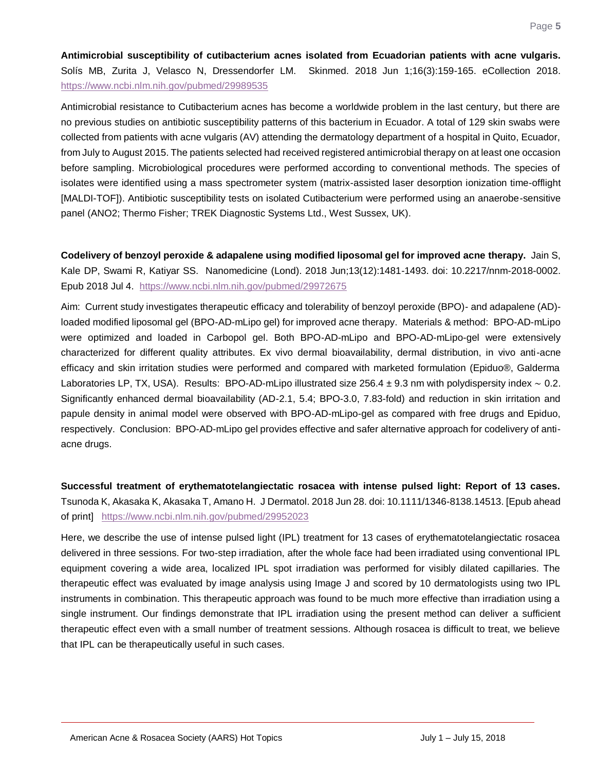**Antimicrobial susceptibility of cutibacterium acnes isolated from Ecuadorian patients with acne vulgaris.** Solís MB, Zurita J, Velasco N, Dressendorfer LM. Skinmed. 2018 Jun 1;16(3):159-165. eCollection 2018. https://www.ncbi.nlm.nih.gov/pubmed/29989535

Antimicrobial resistance to Cutibacterium acnes has become a worldwide problem in the last century, but there are no previous studies on antibiotic susceptibility patterns of this bacterium in Ecuador. A total of 129 skin swabs were collected from patients with acne vulgaris (AV) attending the dermatology department of a hospital in Quito, Ecuador, from July to August 2015. The patients selected had received registered antimicrobial therapy on at least one occasion before sampling. Microbiological procedures were performed according to conventional methods. The species of isolates were identified using a mass spectrometer system (matrix-assisted laser desorption ionization time-offlight [MALDI-TOF]). Antibiotic susceptibility tests on isolated Cutibacterium were performed using an anaerobe-sensitive panel (ANO2; Thermo Fisher; TREK Diagnostic Systems Ltd., West Sussex, UK).

**Codelivery of benzoyl peroxide & adapalene using modified liposomal gel for improved acne therapy.** Jain S, Kale DP, Swami R, Katiyar SS. Nanomedicine (Lond). 2018 Jun;13(12):1481-1493. doi: 10.2217/nnm-2018-0002. Epub 2018 Jul 4. https://www.ncbi.nlm.nih.gov/pubmed/29972675

Aim: Current study investigates therapeutic efficacy and tolerability of benzoyl peroxide (BPO)- and adapalene (AD)-loaded modified liposomal gel (BPO-AD-mLipo gel) for improved acne therapy. Materials & method: BPO-AD-mLipo were optimized and loaded in Carbopol gel. Both BPO-AD-mLipo and BPO-AD-mLipo-gel were extensively characterized for different quality attributes. Ex vivo dermal bioavailability, dermal distribution, in vivo anti-acne efficacy and skin irritation studies were performed and compared with marketed formulation (Epiduo®, Galderma Laboratories LP, TX, USA). Results: BPO-AD-mLipo illustrated size $256.4 \pm 9.3$ nm with polydispersity index $\sim 0.2$. Significantly enhanced dermal bioavailability (AD-2.1, 5.4; BPO-3.0, 7.83-fold) and reduction in skin irritation and papule density in animal model were observed with BPO-AD-mLipo-gel as compared with free drugs and Epiduo, respectively. Conclusion: BPO-AD-mLipo gel provides effective and safer alternative approach for codelivery of anti-acne drugs.

**Successful treatment of erythematotelangiectatic rosacea with intense pulsed light: Report of 13 cases.** Tsunoda K, Akasaka K, Akasaka T, Amano H. J Dermatol. 2018 Jun 28. doi: 10.1111/1346-8138.14513. [Epub ahead of print] https://www.ncbi.nlm.nih.gov/pubmed/29952023

Here, we describe the use of intense pulsed light (IPL) treatment for 13 cases of erythematotelangiectatic rosacea delivered in three sessions. For two-step irradiation, after the whole face had been irradiated using conventional IPL equipment covering a wide area, localized IPL spot irradiation was performed for visibly dilated capillaries. The therapeutic effect was evaluated by image analysis using Image J and scored by 10 dermatologists using two IPL instruments in combination. This therapeutic approach was found to be much more effective than irradiation using a single instrument. Our findings demonstrate that IPL irradiation using the present method can deliver a sufficient therapeutic effect even with a small number of treatment sessions. Although rosacea is difficult to treat, we believe that IPL can be therapeutically useful in such cases.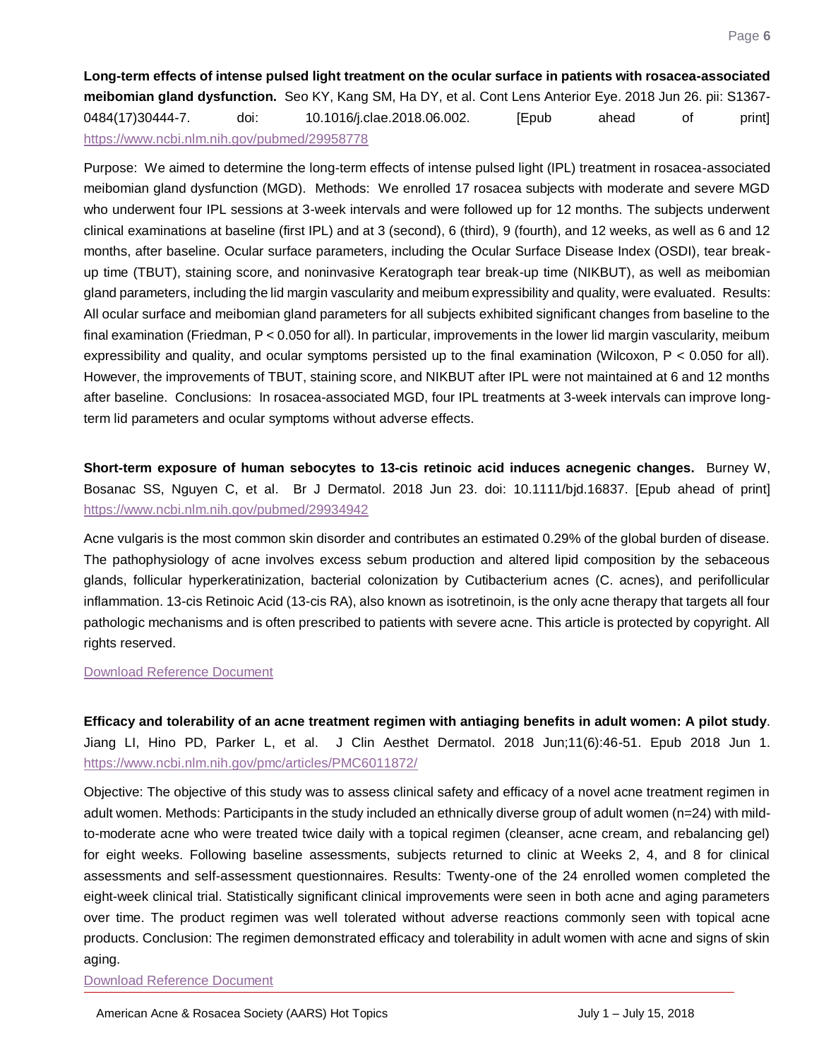**Long-term effects of intense pulsed light treatment on the ocular surface in patients with rosacea-associated meibomian gland dysfunction.** Seo KY, Kang SM, Ha DY, et al. Cont Lens Anterior Eye. 2018 Jun 26. pii: S1367-0484(17)30444-7. doi: 10.1016/j.clae.2018.06.002. [Epub ahead of print] https://www.ncbi.nlm.nih.gov/pubmed/29958778

Purpose: We aimed to determine the long-term effects of intense pulsed light (IPL) treatment in rosacea-associated meibomian gland dysfunction (MGD). Methods: We enrolled 17 rosacea subjects with moderate and severe MGD who underwent four IPL sessions at 3-week intervals and were followed up for 12 months. The subjects underwent clinical examinations at baseline (first IPL) and at 3 (second), 6 (third), 9 (fourth), and 12 weeks, as well as 6 and 12 months, after baseline. Ocular surface parameters, including the Ocular Surface Disease Index (OSDI), tear break-up time (TBUT), staining score, and noninvasive Keratograph tear break-up time (NIKBUT), as well as meibomian gland parameters, including the lid margin vascularity and meibum expressibility and quality, were evaluated. Results: All ocular surface and meibomian gland parameters for all subjects exhibited significant changes from baseline to the final examination (Friedman, $P < 0.050$ for all). In particular, improvements in the lower lid margin vascularity, meibum expressibility and quality, and ocular symptoms persisted up to the final examination (Wilcoxon, $P < 0.050$ for all). However, the improvements of TBUT, staining score, and NIKBUT after IPL were not maintained at 6 and 12 months after baseline. Conclusions: In rosacea-associated MGD, four IPL treatments at 3-week intervals can improve long-term lid parameters and ocular symptoms without adverse effects.

**Short-term exposure of human sebocytes to 13-cis retinoic acid induces acnegenic changes.** Burney W, Bosanac SS, Nguyen C, et al. Br J Dermatol. 2018 Jun 23. doi: 10.1111/bjd.16837. [Epub ahead of print] https://www.ncbi.nlm.nih.gov/pubmed/29934942

Acne vulgaris is the most common skin disorder and contributes an estimated 0.29% of the global burden of disease. The pathophysiology of acne involves excess sebum production and altered lipid composition by the sebaceous glands, follicular hyperkeratinization, bacterial colonization by Cutibacterium acnes (C. acnes), and perifollicular inflammation. 13-cis Retinoic Acid (13-cis RA), also known as isotretinoin, is the only acne therapy that targets all four pathologic mechanisms and is often prescribed to patients with severe acne. This article is protected by copyright. All rights reserved.

Download Reference Document

**Efficacy and tolerability of an acne treatment regimen with antiaging benefits in adult women: A pilot study**. Jiang LI, Hino PD, Parker L, et al. J Clin Aesthet Dermatol. 2018 Jun;11(6):46-51. Epub 2018 Jun 1. https://www.ncbi.nlm.nih.gov/pmc/articles/PMC6011872/

Objective: The objective of this study was to assess clinical safety and efficacy of a novel acne treatment regimen in adult women. Methods: Participants in the study included an ethnically diverse group of adult women (n=24) with mild-to-moderate acne who were treated twice daily with a topical regimen (cleanser, acne cream, and rebalancing gel) for eight weeks. Following baseline assessments, subjects returned to clinic at Weeks 2, 4, and 8 for clinical assessments and self-assessment questionnaires. Results: Twenty-one of the 24 enrolled women completed the eight-week clinical trial. Statistically significant clinical improvements were seen in both acne and aging parameters over time. The product regimen was well tolerated without adverse reactions commonly seen with topical acne products. Conclusion: The regimen demonstrated efficacy and tolerability in adult women with acne and signs of skin aging.

Download Reference Document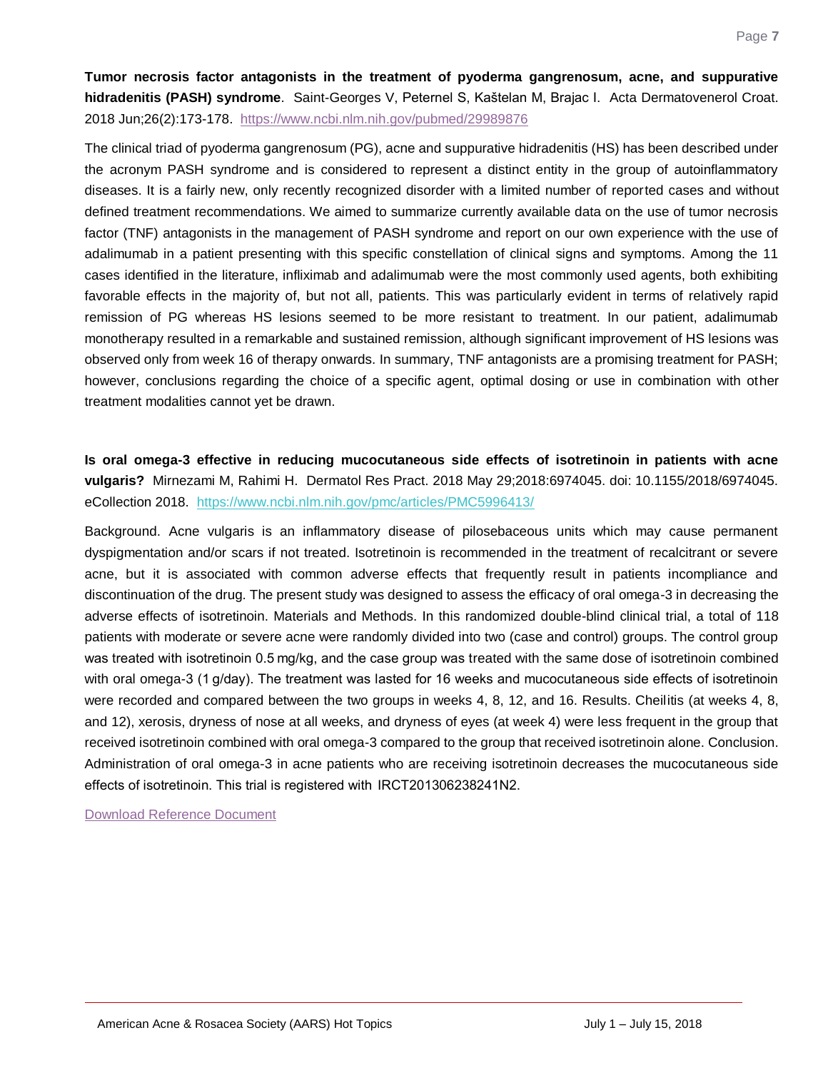**Tumor necrosis factor antagonists in the treatment of pyoderma gangrenosum, acne, and suppurative hidradenitis (PASH) syndrome**. Saint-Georges V, Peternel S, Kaštelan M, Brajac I. Acta Dermatovenerol Croat. 2018 Jun;26(2):173-178. https://www.ncbi.nlm.nih.gov/pubmed/29989876

The clinical triad of pyoderma gangrenosum (PG), acne and suppurative hidradenitis (HS) has been described under the acronym PASH syndrome and is considered to represent a distinct entity in the group of autoinflammatory diseases. It is a fairly new, only recently recognized disorder with a limited number of reported cases and without defined treatment recommendations. We aimed to summarize currently available data on the use of tumor necrosis factor (TNF) antagonists in the management of PASH syndrome and report on our own experience with the use of adalimumab in a patient presenting with this specific constellation of clinical signs and symptoms. Among the 11 cases identified in the literature, infliximab and adalimumab were the most commonly used agents, both exhibiting favorable effects in the majority of, but not all, patients. This was particularly evident in terms of relatively rapid remission of PG whereas HS lesions seemed to be more resistant to treatment. In our patient, adalimumab monotherapy resulted in a remarkable and sustained remission, although significant improvement of HS lesions was observed only from week 16 of therapy onwards. In summary, TNF antagonists are a promising treatment for PASH; however, conclusions regarding the choice of a specific agent, optimal dosing or use in combination with other treatment modalities cannot yet be drawn.

**Is oral omega-3 effective in reducing mucocutaneous side effects of isotretinoin in patients with acne vulgaris?** Mirnezami M, Rahimi H. Dermatol Res Pract. 2018 May 29;2018:6974045. doi: 10.1155/2018/6974045. eCollection 2018. https://www.ncbi.nlm.nih.gov/pmc/articles/PMC5996413/

Background. Acne vulgaris is an inflammatory disease of pilosebaceous units which may cause permanent dyspigmentation and/or scars if not treated. Isotretinoin is recommended in the treatment of recalcitrant or severe acne, but it is associated with common adverse effects that frequently result in patients incompliance and discontinuation of the drug. The present study was designed to assess the efficacy of oral omega-3 in decreasing the adverse effects of isotretinoin. Materials and Methods. In this randomized double-blind clinical trial, a total of 118 patients with moderate or severe acne were randomly divided into two (case and control) groups. The control group was treated with isotretinoin 0.5 mg/kg, and the case group was treated with the same dose of isotretinoin combined with oral omega-3 (1 g/day). The treatment was lasted for 16 weeks and mucocutaneous side effects of isotretinoin were recorded and compared between the two groups in weeks 4, 8, 12, and 16. Results. Cheilitis (at weeks 4, 8, and 12), xerosis, dryness of nose at all weeks, and dryness of eyes (at week 4) were less frequent in the group that received isotretinoin combined with oral omega-3 compared to the group that received isotretinoin alone. Conclusion. Administration of oral omega-3 in acne patients who are receiving isotretinoin decreases the mucocutaneous side effects of isotretinoin. This trial is registered with IRCT201306238241N2.

Download Reference Document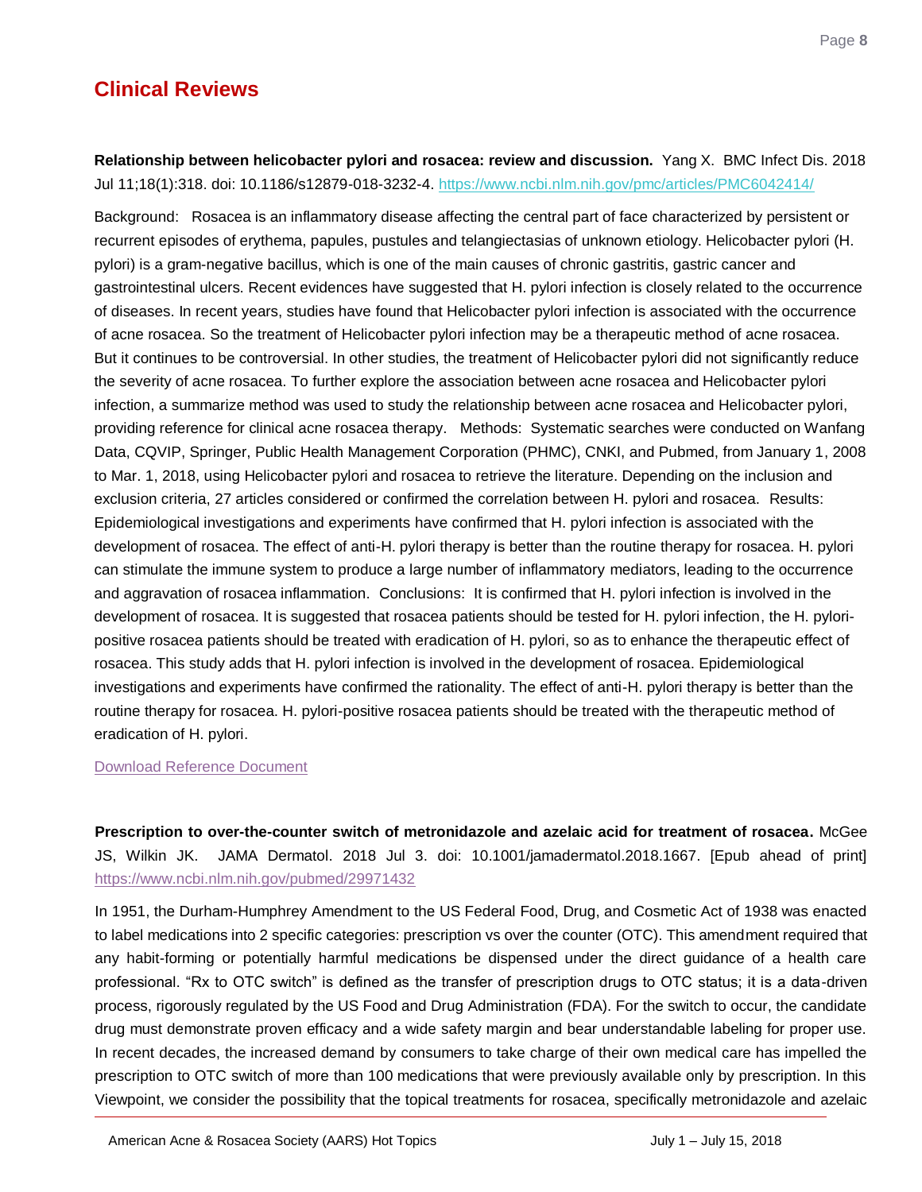## Clinical Reviews

**Relationship between helicobacter pylori and rosacea: review and discussion.** Yang X. BMC Infect Dis. 2018 Jul 11;18(1):318. doi: 10.1186/s12879-018-3232-4. https://www.ncbi.nlm.nih.gov/pmc/articles/PMC6042414/

Background: Rosacea is an inflammatory disease affecting the central part of face characterized by persistent or recurrent episodes of erythema, papules, pustules and telangiectasias of unknown etiology. Helicobacter pylori (H. pylori) is a gram-negative bacillus, which is one of the main causes of chronic gastritis, gastric cancer and gastrointestinal ulcers. Recent evidences have suggested that H. pylori infection is closely related to the occurrence of diseases. In recent years, studies have found that Helicobacter pylori infection is associated with the occurrence of acne rosacea. So the treatment of Helicobacter pylori infection may be a therapeutic method of acne rosacea. But it continues to be controversial. In other studies, the treatment of Helicobacter pylori did not significantly reduce the severity of acne rosacea. To further explore the association between acne rosacea and Helicobacter pylori infection, a summarize method was used to study the relationship between acne rosacea and Helicobacter pylori, providing reference for clinical acne rosacea therapy. Methods: Systematic searches were conducted on Wanfang Data, CQVIP, Springer, Public Health Management Corporation (PHMC), CNKI, and Pubmed, from January 1, 2008 to Mar. 1, 2018, using Helicobacter pylori and rosacea to retrieve the literature. Depending on the inclusion and exclusion criteria, 27 articles considered or confirmed the correlation between H. pylori and rosacea. Results: Epidemiological investigations and experiments have confirmed that H. pylori infection is associated with the development of rosacea. The effect of anti-H. pylori therapy is better than the routine therapy for rosacea. H. pylori can stimulate the immune system to produce a large number of inflammatory mediators, leading to the occurrence and aggravation of rosacea inflammation. Conclusions: It is confirmed that H. pylori infection is involved in the development of rosacea. It is suggested that rosacea patients should be tested for H. pylori infection, the H. pylori-positive rosacea patients should be treated with eradication of H. pylori, so as to enhance the therapeutic effect of rosacea. This study adds that H. pylori infection is involved in the development of rosacea. Epidemiological investigations and experiments have confirmed the rationality. The effect of anti-H. pylori therapy is better than the routine therapy for rosacea. H. pylori-positive rosacea patients should be treated with the therapeutic method of eradication of H. pylori.

Download Reference Document

**Prescription to over-the-counter switch of metronidazole and azelaic acid for treatment of rosacea.** McGee JS, Wilkin JK. JAMA Dermatol. 2018 Jul 3. doi: 10.1001/jamadermatol.2018.1667. [Epub ahead of print] https://www.ncbi.nlm.nih.gov/pubmed/29971432

In 1951, the Durham-Humphrey Amendment to the US Federal Food, Drug, and Cosmetic Act of 1938 was enacted to label medications into 2 specific categories: prescription vs over the counter (OTC). This amendment required that any habit-forming or potentially harmful medications be dispensed under the direct guidance of a health care professional. "Rx to OTC switch" is defined as the transfer of prescription drugs to OTC status; it is a data-driven process, rigorously regulated by the US Food and Drug Administration (FDA). For the switch to occur, the candidate drug must demonstrate proven efficacy and a wide safety margin and bear understandable labeling for proper use. In recent decades, the increased demand by consumers to take charge of their own medical care has impelled the prescription to OTC switch of more than 100 medications that were previously available only by prescription. In this Viewpoint, we consider the possibility that the topical treatments for rosacea, specifically metronidazole and azelaic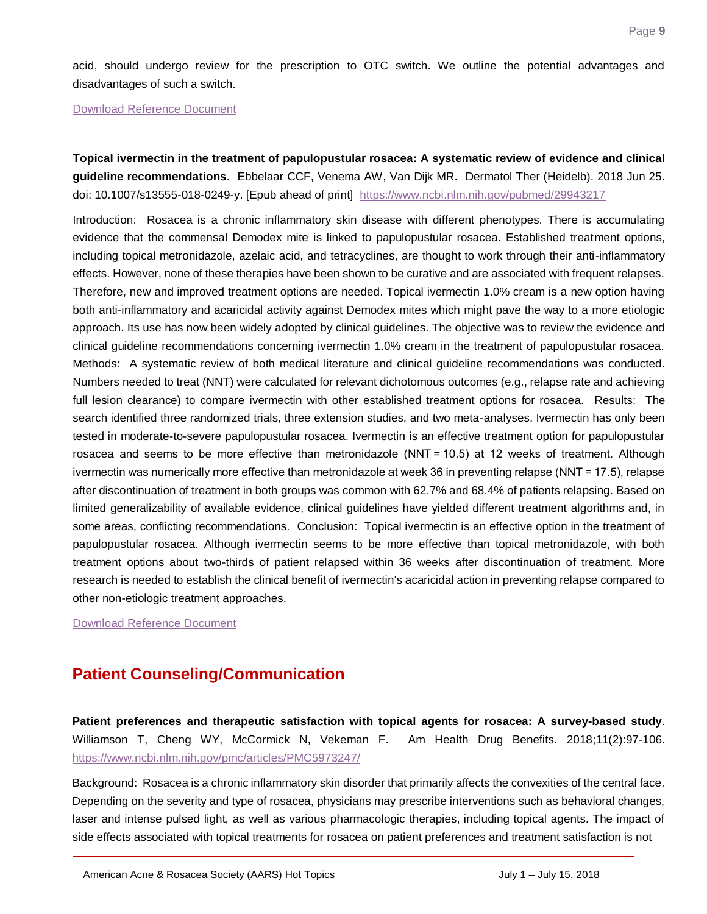acid, should undergo review for the prescription to OTC switch. We outline the potential advantages and disadvantages of such a switch.

[Download Reference Document]

**Topical ivermectin in the treatment of papulopustular rosacea: A systematic review of evidence and clinical guideline recommendations.** Ebbelaar CCF, Venema AW, Van Dijk MR. Dermatol Ther (Heidelb). 2018 Jun 25. doi: 10.1007/s13555-018-0249-y. [Epub ahead of print] https://www.ncbi.nlm.nih.gov/pubmed/29943217

Introduction: Rosacea is a chronic inflammatory skin disease with different phenotypes. There is accumulating evidence that the commensal Demodex mite is linked to papulopustular rosacea. Established treatment options, including topical metronidazole, azelaic acid, and tetracyclines, are thought to work through their anti-inflammatory effects. However, none of these therapies have been shown to be curative and are associated with frequent relapses. Therefore, new and improved treatment options are needed. Topical ivermectin 1.0% cream is a new option having both anti-inflammatory and acaricidal activity against Demodex mites which might pave the way to a more etiologic approach. Its use has now been widely adopted by clinical guidelines. The objective was to review the evidence and clinical guideline recommendations concerning ivermectin 1.0% cream in the treatment of papulopustular rosacea. Methods: A systematic review of both medical literature and clinical guideline recommendations was conducted. Numbers needed to treat (NNT) were calculated for relevant dichotomous outcomes (e.g., relapse rate and achieving full lesion clearance) to compare ivermectin with other established treatment options for rosacea. Results: The search identified three randomized trials, three extension studies, and two meta-analyses. Ivermectin has only been tested in moderate-to-severe papulopustular rosacea. Ivermectin is an effective treatment option for papulopustular rosacea and seems to be more effective than metronidazole (NNT = 10.5) at 12 weeks of treatment. Although ivermectin was numerically more effective than metronidazole at week 36 in preventing relapse (NNT = 17.5), relapse after discontinuation of treatment in both groups was common with 62.7% and 68.4% of patients relapsing. Based on limited generalizability of available evidence, clinical guidelines have yielded different treatment algorithms and, in some areas, conflicting recommendations. Conclusion: Topical ivermectin is an effective option in the treatment of papulopustular rosacea. Although ivermectin seems to be more effective than topical metronidazole, with both treatment options about two-thirds of patient relapsed within 36 weeks after discontinuation of treatment. More research is needed to establish the clinical benefit of ivermectin's acaricidal action in preventing relapse compared to other non-etiologic treatment approaches.

[Download Reference Document]

## Patient Counseling/Communication

**Patient preferences and therapeutic satisfaction with topical agents for rosacea: A survey-based study**. Williamson T, Cheng WY, McCormick N, Vekeman F. Am Health Drug Benefits. 2018;11(2):97-106. https://www.ncbi.nlm.nih.gov/pmc/articles/PMC5973247/

Background: Rosacea is a chronic inflammatory skin disorder that primarily affects the convexities of the central face. Depending on the severity and type of rosacea, physicians may prescribe interventions such as behavioral changes, laser and intense pulsed light, as well as various pharmacologic therapies, including topical agents. The impact of side effects associated with topical treatments for rosacea on patient preferences and treatment satisfaction is not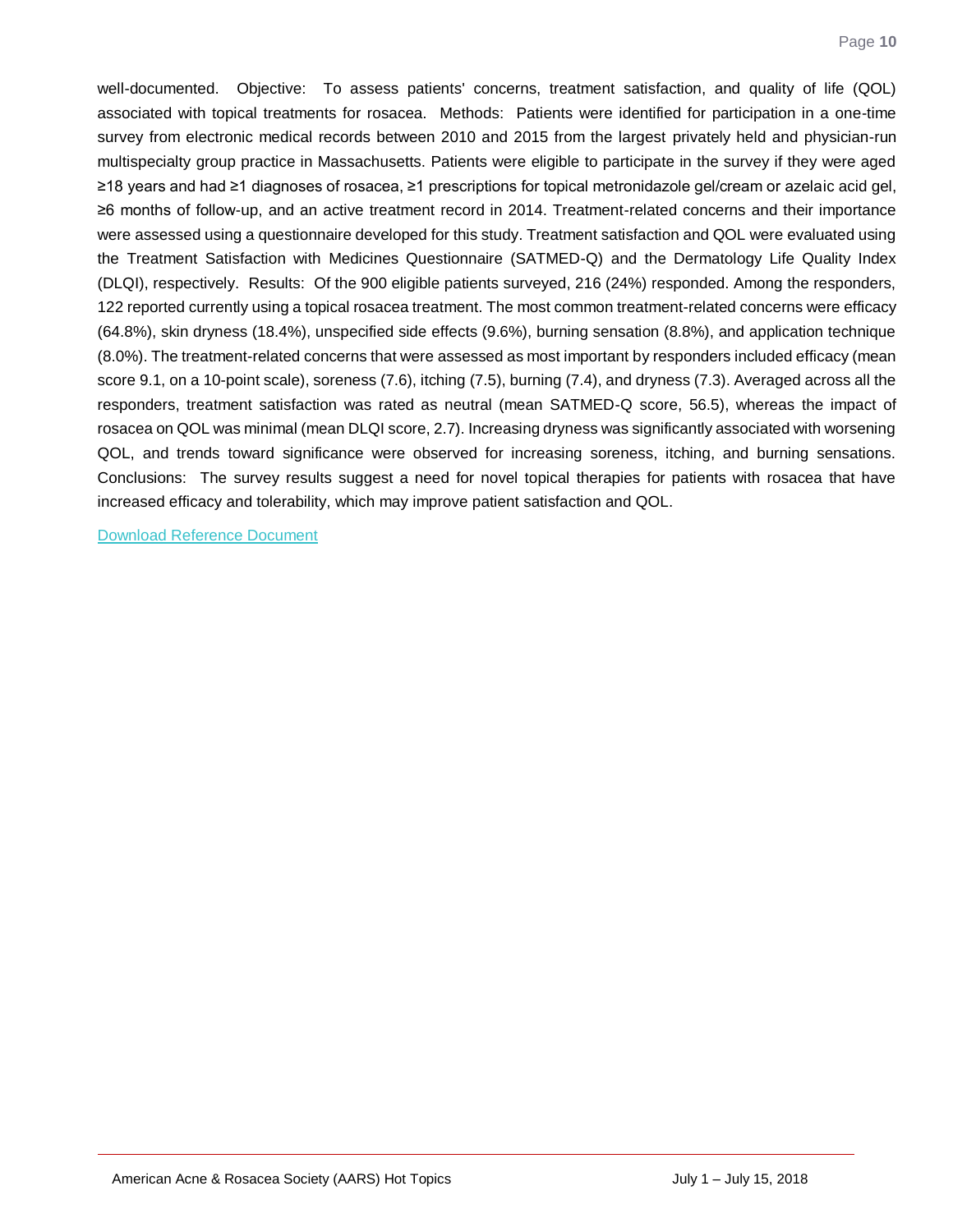well-documented. Objective: To assess patients' concerns, treatment satisfaction, and quality of life (QOL) associated with topical treatments for rosacea. Methods: Patients were identified for participation in a one-time survey from electronic medical records between 2010 and 2015 from the largest privately held and physician-run multispecialty group practice in Massachusetts. Patients were eligible to participate in the survey if they were aged ≥18 years and had ≥1 diagnoses of rosacea, ≥1 prescriptions for topical metronidazole gel/cream or azelaic acid gel, ≥6 months of follow-up, and an active treatment record in 2014. Treatment-related concerns and their importance were assessed using a questionnaire developed for this study. Treatment satisfaction and QOL were evaluated using the Treatment Satisfaction with Medicines Questionnaire (SATMED-Q) and the Dermatology Life Quality Index (DLQI), respectively. Results: Of the 900 eligible patients surveyed, 216 (24%) responded. Among the responders, 122 reported currently using a topical rosacea treatment. The most common treatment-related concerns were efficacy (64.8%), skin dryness (18.4%), unspecified side effects (9.6%), burning sensation (8.8%), and application technique (8.0%). The treatment-related concerns that were assessed as most important by responders included efficacy (mean score 9.1, on a 10-point scale), soreness (7.6), itching (7.5), burning (7.4), and dryness (7.3). Averaged across all the responders, treatment satisfaction was rated as neutral (mean SATMED-Q score, 56.5), whereas the impact of rosacea on QOL was minimal (mean DLQI score, 2.7). Increasing dryness was significantly associated with worsening QOL, and trends toward significance were observed for increasing soreness, itching, and burning sensations. Conclusions: The survey results suggest a need for novel topical therapies for patients with rosacea that have increased efficacy and tolerability, which may improve patient satisfaction and QOL.

Download Reference Document